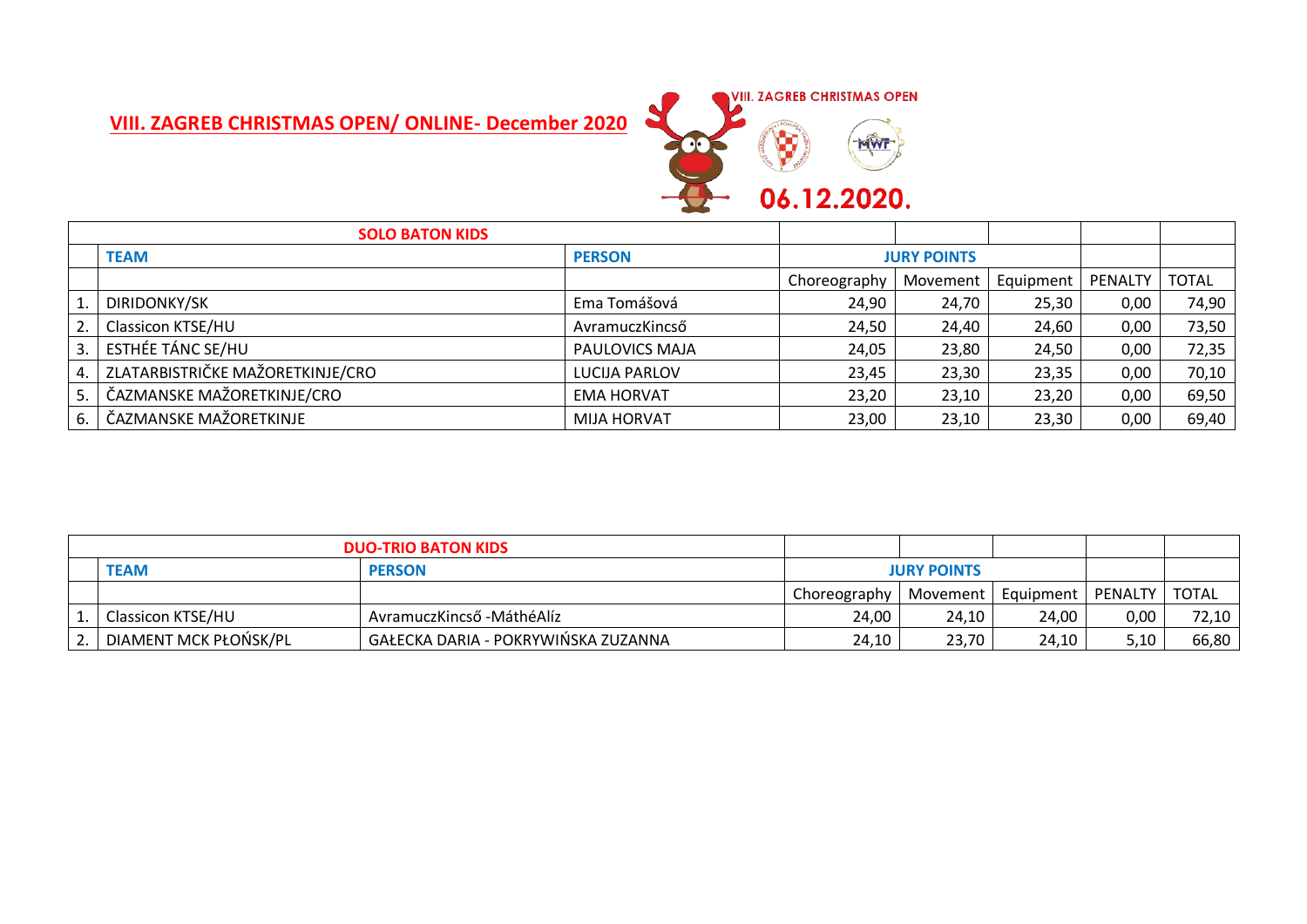# VIII. ZAGREB CHRISTMAS OPEN/ ONLINE- December 2020

VIII. ZAGREB CHRISTMAS OPEN

06.12.2020.

| SOLO BATON KIDS | | | | | | | |
|---|---|---|---|---|---|---|---|
| | TEAM | PERSON | JURY POINTS | | | | |
| | | | Choreography | Movement | Equipment | PENALTY | TOTAL |
| 1. | DIRIDONKY/SK | Ema Tomášová | 24,90 | 24,70 | 25,30 | 0,00 | 74,90 |
| 2. | Classicon KTSE/HU | AvramuczKincső | 24,50 | 24,40 | 24,60 | 0,00 | 73,50 |
| 3. | ESTHÉE TÁNC SE/HU | PAULOVICS MAJA | 24,05 | 23,80 | 24,50 | 0,00 | 72,35 |
| 4. | ZLATARBISTRIČKE MAŽORETKINJE/CRO | LUCIJA PARLOV | 23,45 | 23,30 | 23,35 | 0,00 | 70,10 |
| 5. | ČAZMANSKE MAŽORETKINJE/CRO | EMA HORVAT | 23,20 | 23,10 | 23,20 | 0,00 | 69,50 |
| 6. | ČAZMANSKE MAŽORETKINJE | MIJA HORVAT | 23,00 | 23,10 | 23,30 | 0,00 | 69,40 |

| DUO-TRIO BATON KIDS | | | | | | | |
|---|---|---|---|---|---|---|---|
| | TEAM | PERSON | JURY POINTS | | | | |
| | | | Choreography | Movement | Equipment | PENALTY | TOTAL |
| 1. | Classicon KTSE/HU | AvramuczKincső -MáthéAlíz | 24,00 | 24,10 | 24,00 | 0,00 | 72,10 |
| 2. | DIAMENT MCK PŁOŃSK/PL | GAŁECKA DARIA - POKRYWIŃSKA ZUZANNA | 24,10 | 23,70 | 24,10 | 5,10 | 66,80 |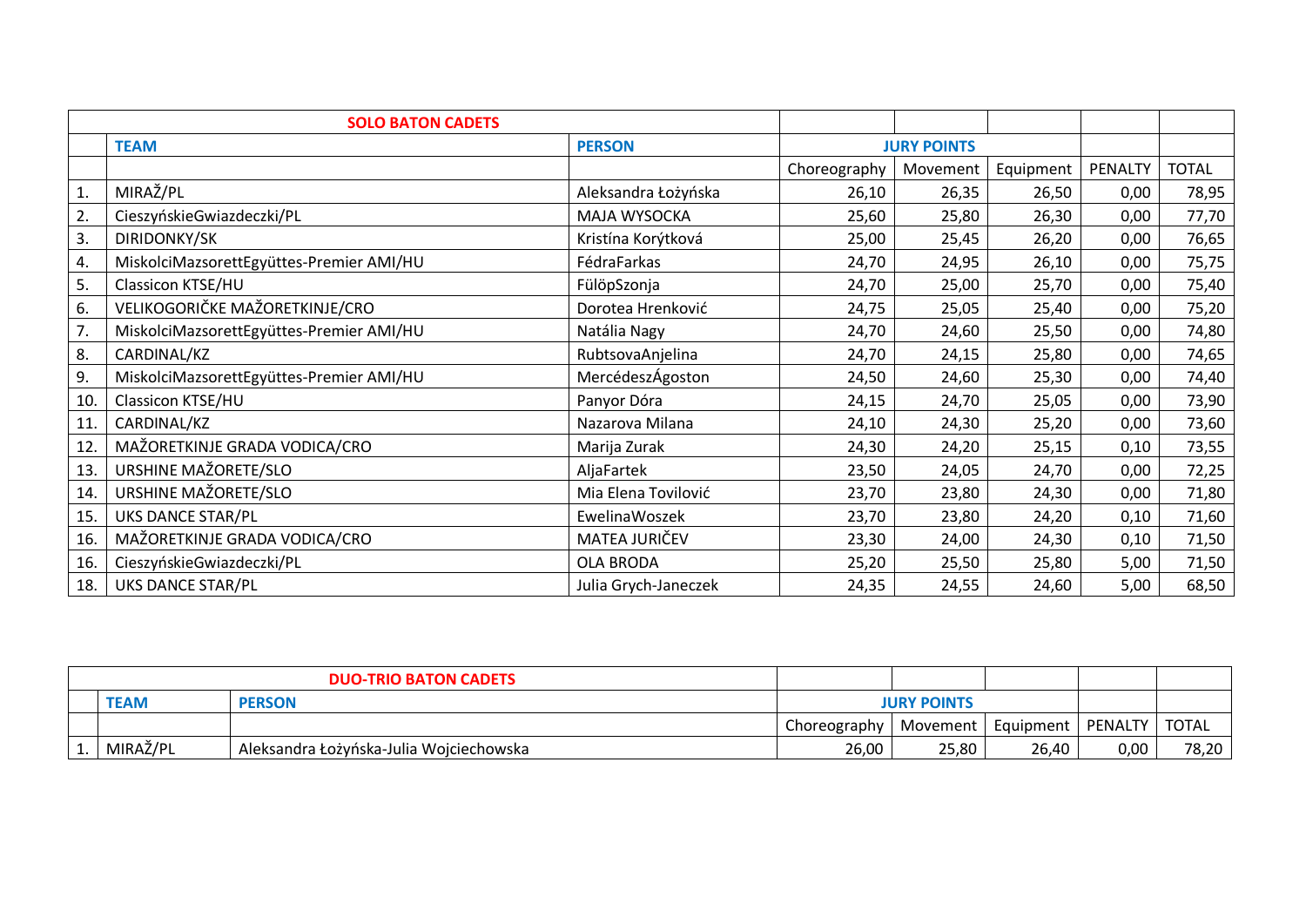| SOLO BATON CADETS | | | | | | | |
|---|---|---|---|---|---|---|---|
| | **TEAM** | **PERSON** | **JURY POINTS** | | | | |
| | | | Choreography | Movement | Equipment | PENALTY | TOTAL |
| 1. | MIRAŽ/PL | Aleksandra Łożyńska | 26,10 | 26,35 | 26,50 | 0,00 | 78,95 |
| 2. | CieszyńskieGwiazdeczki/PL | MAJA WYSOCKA | 25,60 | 25,80 | 26,30 | 0,00 | 77,70 |
| 3. | DIRIDONKY/SK | Kristína Korýtková | 25,00 | 25,45 | 26,20 | 0,00 | 76,65 |
| 4. | MiskolciMazsorettEgyüttes-Premier AMI/HU | FédraFarkas | 24,70 | 24,95 | 26,10 | 0,00 | 75,75 |
| 5. | Classicon KTSE/HU | FülöpSzonja | 24,70 | 25,00 | 25,70 | 0,00 | 75,40 |
| 6. | VELIKOGORIČKE MAŽORETKINJE/CRO | Dorotea Hrenković | 24,75 | 25,05 | 25,40 | 0,00 | 75,20 |
| 7. | MiskolciMazsorettEgyüttes-Premier AMI/HU | Natália Nagy | 24,70 | 24,60 | 25,50 | 0,00 | 74,80 |
| 8. | CARDINAL/KZ | RubtsovaAnjelina | 24,70 | 24,15 | 25,80 | 0,00 | 74,65 |
| 9. | MiskolciMazsorettEgyüttes-Premier AMI/HU | MercédeszÁgoston | 24,50 | 24,60 | 25,30 | 0,00 | 74,40 |
| 10. | Classicon KTSE/HU | Panyor Dóra | 24,15 | 24,70 | 25,05 | 0,00 | 73,90 |
| 11. | CARDINAL/KZ | Nazarova Milana | 24,10 | 24,30 | 25,20 | 0,00 | 73,60 |
| 12. | MAŽORETKINJE GRADA VODICA/CRO | Marija Zurak | 24,30 | 24,20 | 25,15 | 0,10 | 73,55 |
| 13. | URSHINE MAŽORETE/SLO | AljaFartek | 23,50 | 24,05 | 24,70 | 0,00 | 72,25 |
| 14. | URSHINE MAŽORETE/SLO | Mia Elena Tovilović | 23,70 | 23,80 | 24,30 | 0,00 | 71,80 |
| 15. | UKS DANCE STAR/PL | EwelinaWoszek | 23,70 | 23,80 | 24,20 | 0,10 | 71,60 |
| 16. | MAŽORETKINJE GRADA VODICA/CRO | MATEA JURIČEV | 23,30 | 24,00 | 24,30 | 0,10 | 71,50 |
| 16. | CieszyńskieGwiazdeczki/PL | OLA BRODA | 25,20 | 25,50 | 25,80 | 5,00 | 71,50 |
| 18. | UKS DANCE STAR/PL | Julia Grych-Janeczek | 24,35 | 24,55 | 24,60 | 5,00 | 68,50 |

| DUO-TRIO BATON CADETS | | | | | | | |
|---|---|---|---|---|---|---|---|
| | **TEAM** | **PERSON** | **JURY POINTS** | | | | |
| | | | Choreography | Movement | Equipment | PENALTY | TOTAL |
| 1. | MIRAŽ/PL | Aleksandra Łożyńska-Julia Wojciechowska | 26,00 | 25,80 | 26,40 | 0,00 | 78,20 |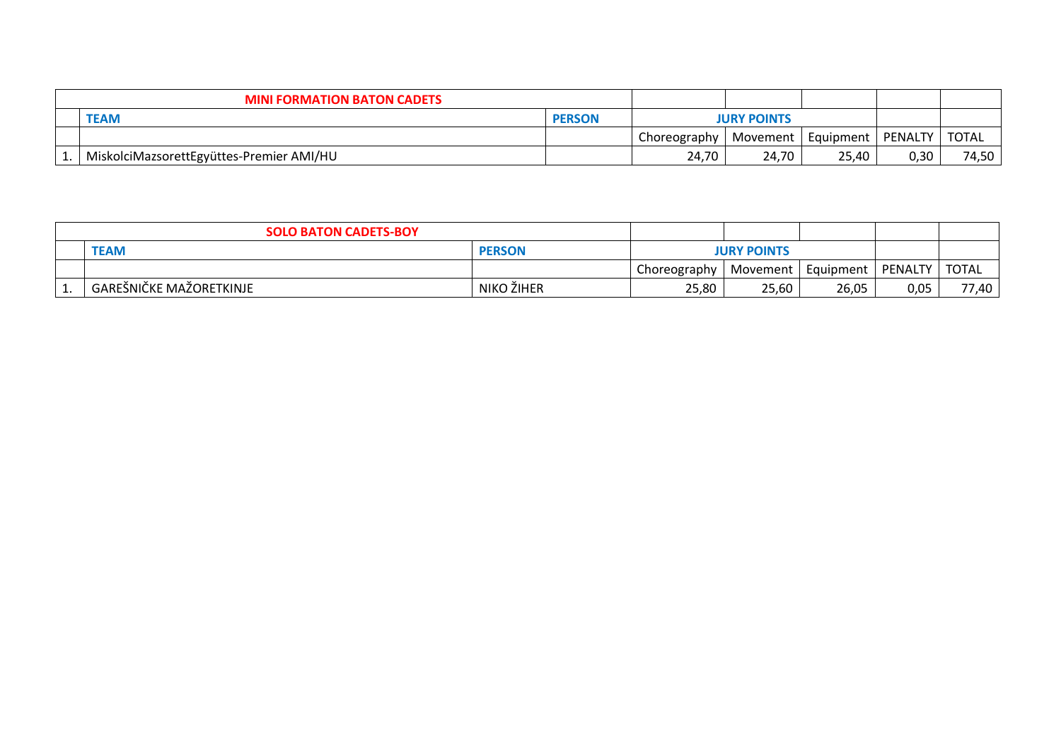| MINI FORMATION BATON CADETS | | | | | | | |
|---|---|---|---|---|---|---|---|
| | TEAM | PERSON | JURY POINTS | | | | |
| | | | Choreography | Movement | Equipment | PENALTY | TOTAL |
| 1. | MiskolciMazsorettEgyüttes-Premier AMI/HU | | 24,70 | 24,70 | 25,40 | 0,30 | 74,50 |

| SOLO BATON CADETS-BOY | | | | | | | |
|---|---|---|---|---|---|---|---|
| | TEAM | PERSON | JURY POINTS | | | | |
| | | | Choreography | Movement | Equipment | PENALTY | TOTAL |
| 1. | GAREŠNIČKE MAŽORETKINJE | NIKO ŽIHER | 25,80 | 25,60 | 26,05 | 0,05 | 77,40 |